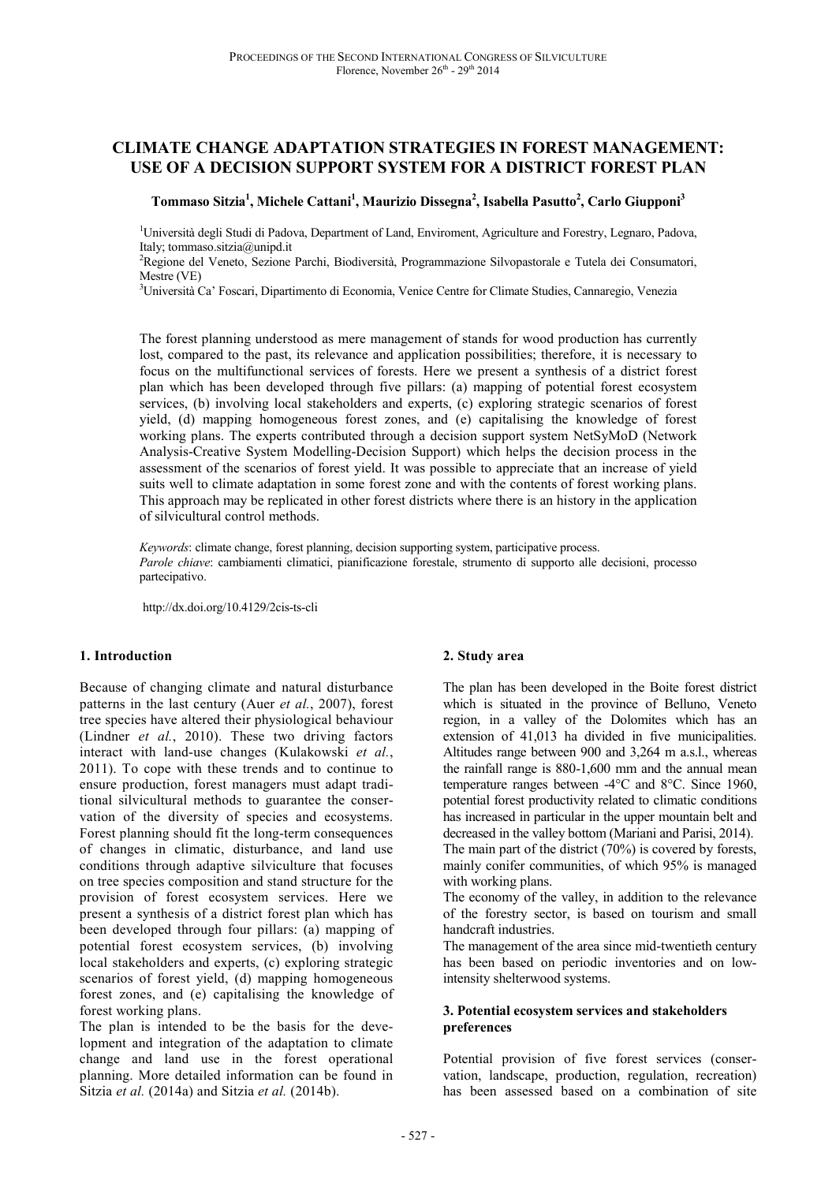# CLIMATE CHANGE ADAPTATION STRATEGIES IN FOREST MANAGEMENT: USE OF A DECISION SUPPORT SYSTEM FOR A DISTRICT FOREST PLAN

**Tommaso Sitzia[1], Michele Cattani[1], Maurizio Dissegna[2], Isabella Pasutto[2], Carlo Giupponi[3]**

[1]Università degli Studi di Padova, Department of Land, Enviroment, Agriculture and Forestry, Legnaro, Padova, Italy; tommaso.sitzia@unipd.it

[2]Regione del Veneto, Sezione Parchi, Biodiversità, Programmazione Silvopastorale e Tutela dei Consumatori, Mestre (VE)

[3]Università Ca' Foscari, Dipartimento di Economia, Venice Centre for Climate Studies, Cannaregio, Venezia

The forest planning understood as mere management of stands for wood production has currently lost, compared to the past, its relevance and application possibilities; therefore, it is necessary to focus on the multifunctional services of forests. Here we present a synthesis of a district forest plan which has been developed through five pillars: (a) mapping of potential forest ecosystem services, (b) involving local stakeholders and experts, (c) exploring strategic scenarios of forest yield, (d) mapping homogeneous forest zones, and (e) capitalising the knowledge of forest working plans. The experts contributed through a decision support system NetSyMoD (Network Analysis-Creative System Modelling-Decision Support) which helps the decision process in the assessment of the scenarios of forest yield. It was possible to appreciate that an increase of yield suits well to climate adaptation in some forest zone and with the contents of forest working plans. This approach may be replicated in other forest districts where there is an history in the application of silvicultural control methods.

*Keywords*: climate change, forest planning, decision supporting system, participative process.
*Parole chiave*: cambiamenti climatici, pianificazione forestale, strumento di supporto alle decisioni, processo partecipativo.

http://dx.doi.org/10.4129/2cis-ts-cli

## 1. Introduction

Because of changing climate and natural disturbance patterns in the last century (Auer *et al.*, 2007), forest tree species have altered their physiological behaviour (Lindner *et al.*, 2010). These two driving factors interact with land-use changes (Kulakowski *et al.*, 2011). To cope with these trends and to continue to ensure production, forest managers must adapt traditional silvicultural methods to guarantee the conservation of the diversity of species and ecosystems. Forest planning should fit the long-term consequences of changes in climatic, disturbance, and land use conditions through adaptive silviculture that focuses on tree species composition and stand structure for the provision of forest ecosystem services. Here we present a synthesis of a district forest plan which has been developed through four pillars: (a) mapping of potential forest ecosystem services, (b) involving local stakeholders and experts, (c) exploring strategic scenarios of forest yield, (d) mapping homogeneous forest zones, and (e) capitalising the knowledge of forest working plans.

The plan is intended to be the basis for the development and integration of the adaptation to climate change and land use in the forest operational planning. More detailed information can be found in Sitzia *et al.* (2014a) and Sitzia *et al.* (2014b).

## 2. Study area

The plan has been developed in the Boite forest district which is situated in the province of Belluno, Veneto region, in a valley of the Dolomites which has an extension of 41,013 ha divided in five municipalities. Altitudes range between 900 and 3,264 m a.s.l., whereas the rainfall range is 880-1,600 mm and the annual mean temperature ranges between -4°C and 8°C. Since 1960, potential forest productivity related to climatic conditions has increased in particular in the upper mountain belt and decreased in the valley bottom (Mariani and Parisi, 2014).

The main part of the district (70%) is covered by forests, mainly conifer communities, of which 95% is managed with working plans.

The economy of the valley, in addition to the relevance of the forestry sector, is based on tourism and small handcraft industries.

The management of the area since mid-twentieth century has been based on periodic inventories and on low-intensity shelterwood systems.

## 3. Potential ecosystem services and stakeholders preferences

Potential provision of five forest services (conservation, landscape, production, regulation, recreation) has been assessed based on a combination of site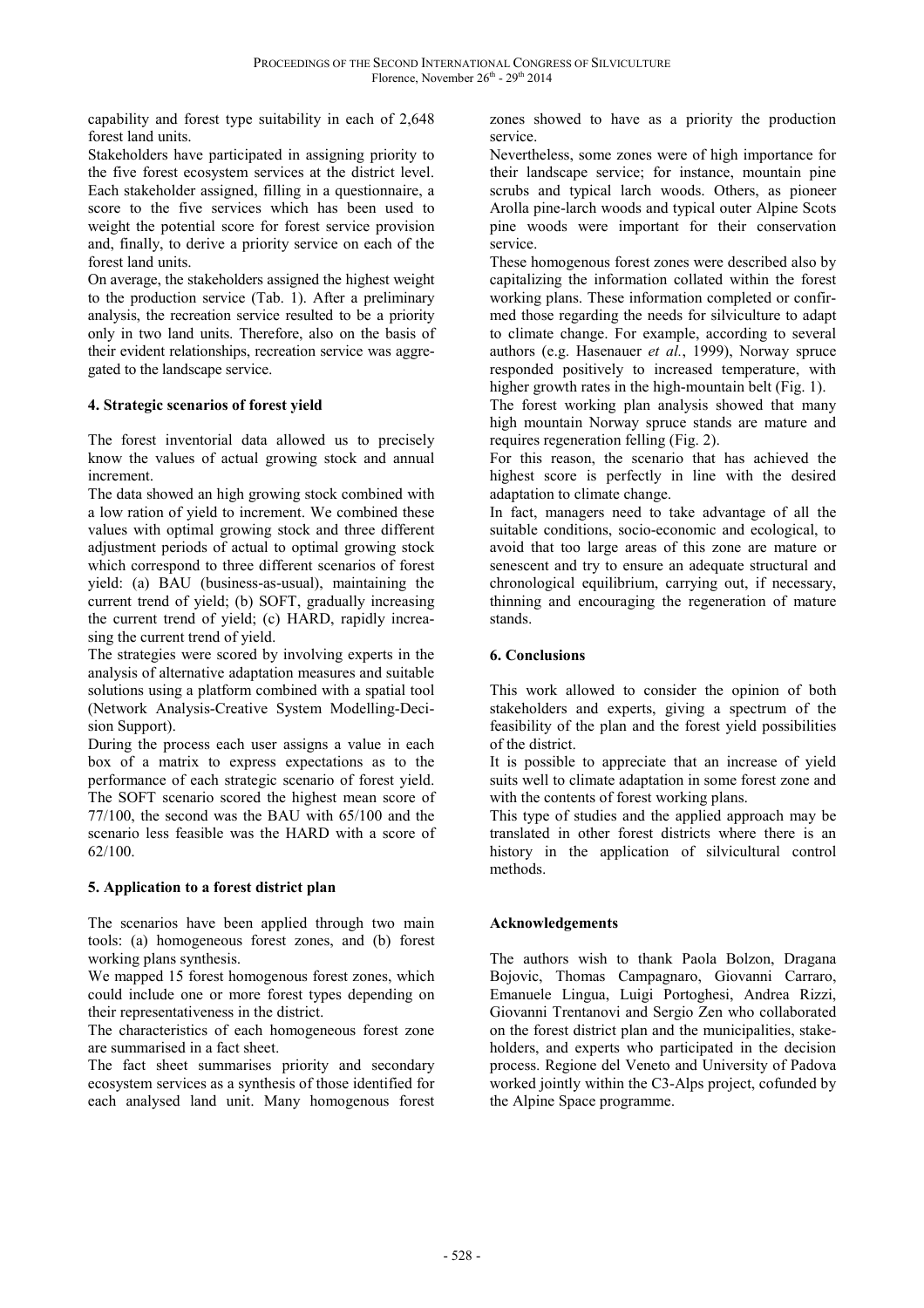capability and forest type suitability in each of 2,648 forest land units.

Stakeholders have participated in assigning priority to the five forest ecosystem services at the district level. Each stakeholder assigned, filling in a questionnaire, a score to the five services which has been used to weight the potential score for forest service provision and, finally, to derive a priority service on each of the forest land units.

On average, the stakeholders assigned the highest weight to the production service (Tab. 1). After a preliminary analysis, the recreation service resulted to be a priority only in two land units. Therefore, also on the basis of their evident relationships, recreation service was aggregated to the landscape service.

## 4. Strategic scenarios of forest yield

The forest inventorial data allowed us to precisely know the values of actual growing stock and annual increment.

The data showed an high growing stock combined with a low ration of yield to increment. We combined these values with optimal growing stock and three different adjustment periods of actual to optimal growing stock which correspond to three different scenarios of forest yield: (a) BAU (business-as-usual), maintaining the current trend of yield; (b) SOFT, gradually increasing the current trend of yield; (c) HARD, rapidly increasing the current trend of yield.

The strategies were scored by involving experts in the analysis of alternative adaptation measures and suitable solutions using a platform combined with a spatial tool (Network Analysis-Creative System Modelling-Decision Support).

During the process each user assigns a value in each box of a matrix to express expectations as to the performance of each strategic scenario of forest yield. The SOFT scenario scored the highest mean score of 77/100, the second was the BAU with 65/100 and the scenario less feasible was the HARD with a score of 62/100.

## 5. Application to a forest district plan

The scenarios have been applied through two main tools: (a) homogeneous forest zones, and (b) forest working plans synthesis.

We mapped 15 forest homogenous forest zones, which could include one or more forest types depending on their representativeness in the district.

The characteristics of each homogeneous forest zone are summarised in a fact sheet.

The fact sheet summarises priority and secondary ecosystem services as a synthesis of those identified for each analysed land unit. Many homogenous forest zones showed to have as a priority the production service.

Nevertheless, some zones were of high importance for their landscape service; for instance, mountain pine scrubs and typical larch woods. Others, as pioneer Arolla pine-larch woods and typical outer Alpine Scots pine woods were important for their conservation service.

These homogenous forest zones were described also by capitalizing the information collated within the forest working plans. These information completed or confirmed those regarding the needs for silviculture to adapt to climate change. For example, according to several authors (e.g. Hasenauer *et al.*, 1999), Norway spruce responded positively to increased temperature, with higher growth rates in the high-mountain belt (Fig. 1).

The forest working plan analysis showed that many high mountain Norway spruce stands are mature and requires regeneration felling (Fig. 2).

For this reason, the scenario that has achieved the highest score is perfectly in line with the desired adaptation to climate change.

In fact, managers need to take advantage of all the suitable conditions, socio-economic and ecological, to avoid that too large areas of this zone are mature or senescent and try to ensure an adequate structural and chronological equilibrium, carrying out, if necessary, thinning and encouraging the regeneration of mature stands.

## 6. Conclusions

This work allowed to consider the opinion of both stakeholders and experts, giving a spectrum of the feasibility of the plan and the forest yield possibilities of the district.

It is possible to appreciate that an increase of yield suits well to climate adaptation in some forest zone and with the contents of forest working plans.

This type of studies and the applied approach may be translated in other forest districts where there is an history in the application of silvicultural control methods.

## Acknowledgements

The authors wish to thank Paola Bolzon, Dragana Bojovic, Thomas Campagnaro, Giovanni Carraro, Emanuele Lingua, Luigi Portoghesi, Andrea Rizzi, Giovanni Trentanovi and Sergio Zen who collaborated on the forest district plan and the municipalities, stakeholders, and experts who participated in the decision process. Regione del Veneto and University of Padova worked jointly within the C3-Alps project, cofunded by the Alpine Space programme.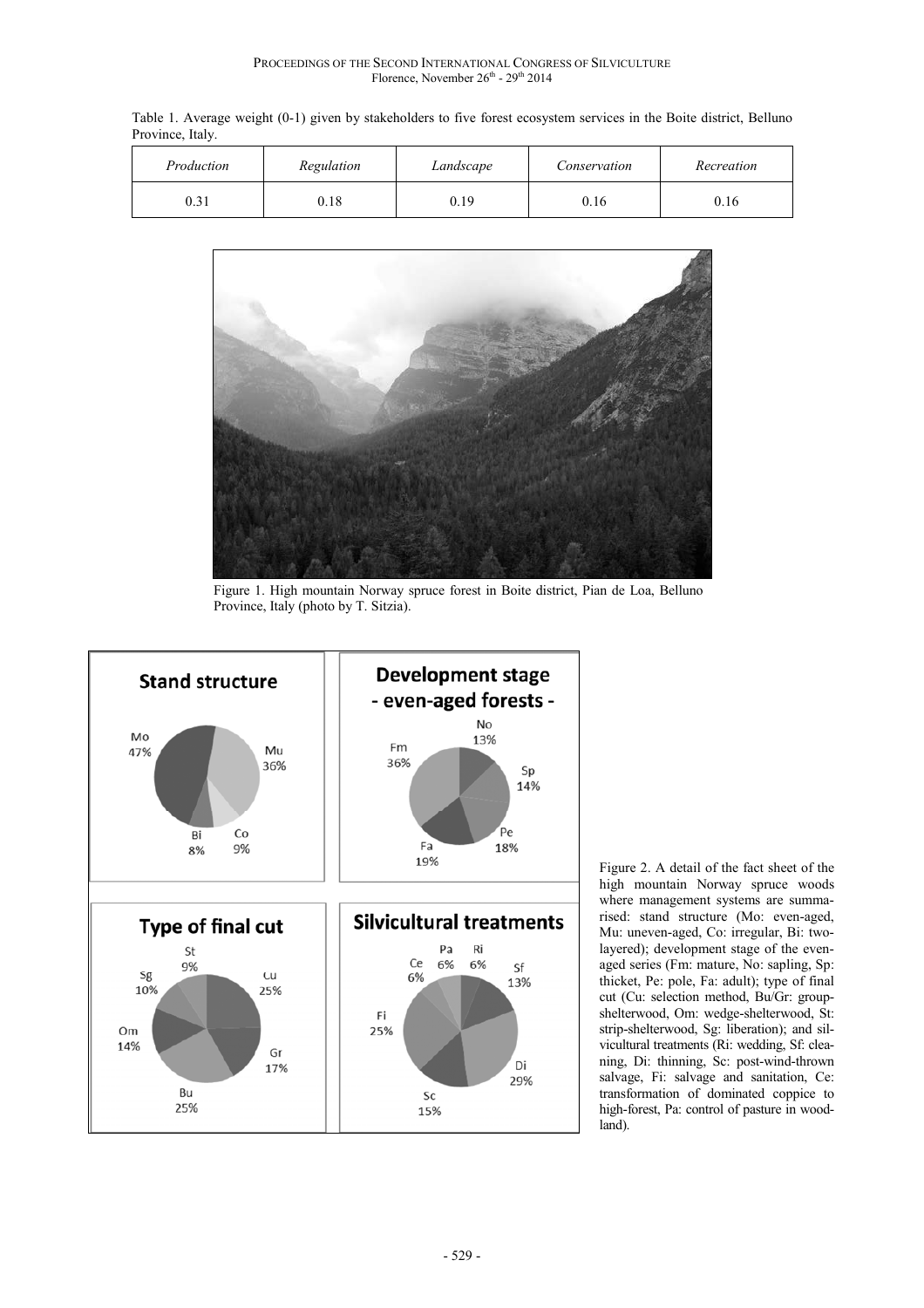Table 1. Average weight (0-1) given by stakeholders to five forest ecosystem services in the Boite district, Belluno Province, Italy.

| *Production* | *Regulation* | *Landscape* | *Conservation* | *Recreation* |
|---|---|---|---|---|
| 0.31 | 0.18 | 0.19 | 0.16 | 0.16 |

Figure 1. High mountain Norway spruce forest in Boite district, Pian de Loa, Belluno Province, Italy (photo by T. Sitzia).

Figure 2. A detail of the fact sheet of the high mountain Norway spruce woods where management systems are summarised: stand structure (Mo: even-aged, Mu: uneven-aged, Co: irregular, Bi: two-layered); development stage of the even-aged series (Fm: mature, No: sapling, Sp: thicket, Pe: pole, Fa: adult); type of final cut (Cu: selection method, Bu/Gr: group-shelterwood, Om: wedge-shelterwood, St: strip-shelterwood, Sg: liberation); and silvicultural treatments (Ri: wedding, Sf: cleaning, Di: thinning, Sc: post-wind-thrown salvage, Fi: salvage and sanitation, Ce: transformation of dominated coppice to high-forest, Pa: control of pasture in woodland).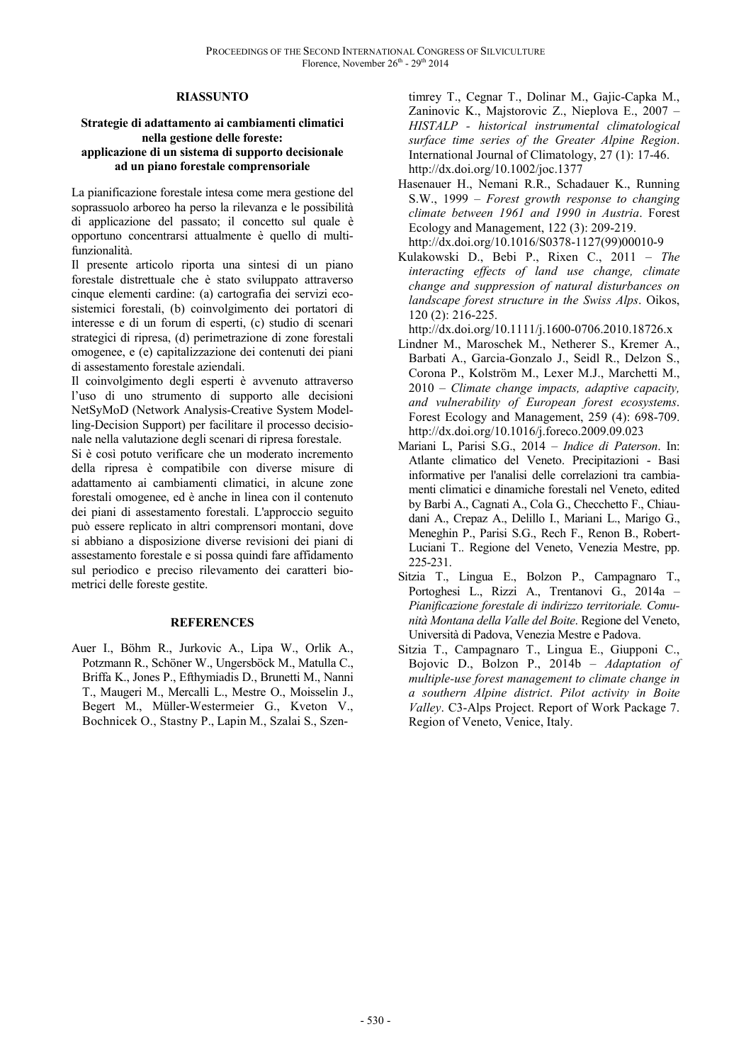## RIASSUNTO

### Strategie di adattamento ai cambiamenti climatici nella gestione delle foreste: applicazione di un sistema di supporto decisionale ad un piano forestale comprensoriale

La pianificazione forestale intesa come mera gestione del soprassuolo arboreo ha perso la rilevanza e le possibilità di applicazione del passato; il concetto sul quale è opportuno concentrarsi attualmente è quello di multi-funzionalità.

Il presente articolo riporta una sintesi di un piano forestale distrettuale che è stato sviluppato attraverso cinque elementi cardine: (a) cartografia dei servizi eco-sistemici forestali, (b) coinvolgimento dei portatori di interesse e di un forum di esperti, (c) studio di scenari strategici di ripresa, (d) perimetrazione di zone forestali omogenee, e (e) capitalizzazione dei contenuti dei piani di assestamento forestale aziendali.

Il coinvolgimento degli esperti è avvenuto attraverso l'uso di uno strumento di supporto alle decisioni NetSyMoD (Network Analysis-Creative System Modelling-Decision Support) per facilitare il processo decisionale nella valutazione degli scenari di ripresa forestale.

Si è così potuto verificare che un moderato incremento della ripresa è compatibile con diverse misure di adattamento ai cambiamenti climatici, in alcune zone forestali omogenee, ed è anche in linea con il contenuto dei piani di assestamento forestali. L'approccio seguito può essere replicato in altri comprensori montani, dove si abbiano a disposizione diverse revisioni dei piani di assestamento forestale e si possa quindi fare affidamento sul periodico e preciso rilevamento dei caratteri bio-metrici delle foreste gestite.

## REFERENCES

Auer I., Böhm R., Jurkovic A., Lipa W., Orlik A., Potzmann R., Schöner W., Ungersböck M., Matulla C., Briffa K., Jones P., Efthymiadis D., Brunetti M., Nanni T., Maugeri M., Mercalli L., Mestre O., Moisselin J., Begert M., Müller-Westermeier G., Kveton V., Bochnicek O., Stastny P., Lapin M., Szalai S., Szentimrey T., Cegnar T., Dolinar M., Gajic-Capka M., Zaninovic K., Majstorovic Z., Nieplova E., 2007 – *HISTALP - historical instrumental climatological surface time series of the Greater Alpine Region*. International Journal of Climatology, 27 (1): 17-46. http://dx.doi.org/10.1002/joc.1377

Hasenauer H., Nemani R.R., Schadauer K., Running S.W., 1999 – *Forest growth response to changing climate between 1961 and 1990 in Austria*. Forest Ecology and Management, 122 (3): 209-219. http://dx.doi.org/10.1016/S0378-1127(99)00010-9

Kulakowski D., Bebi P., Rixen C., 2011 – *The interacting effects of land use change, climate change and suppression of natural disturbances on landscape forest structure in the Swiss Alps*. Oikos, 120 (2): 216-225. http://dx.doi.org/10.1111/j.1600-0706.2010.18726.x

Lindner M., Maroschek M., Netherer S., Kremer A., Barbati A., Garcia-Gonzalo J., Seidl R., Delzon S., Corona P., Kolström M., Lexer M.J., Marchetti M., 2010 – *Climate change impacts, adaptive capacity, and vulnerability of European forest ecosystems*. Forest Ecology and Management, 259 (4): 698-709. http://dx.doi.org/10.1016/j.foreco.2009.09.023

Mariani L, Parisi S.G., 2014 – *Indice di Paterson*. In: Atlante climatico del Veneto. Precipitazioni - Basi informative per l'analisi delle correlazioni tra cambiamenti climatici e dinamiche forestali nel Veneto, edited by Barbi A., Cagnati A., Cola G., Checchetto F., Chiaudani A., Crepaz A., Delillo I., Mariani L., Marigo G., Meneghin P., Parisi S.G., Rech F., Renon B., Robert-Luciani T.. Regione del Veneto, Venezia Mestre, pp. 225-231.

Sitzia T., Lingua E., Bolzon P., Campagnaro T., Portoghesi L., Rizzi A., Trentanovi G., 2014a – *Pianificazione forestale di indirizzo territoriale. Comunità Montana della Valle del Boite*. Regione del Veneto, Università di Padova, Venezia Mestre e Padova.

Sitzia T., Campagnaro T., Lingua E., Giupponi C., Bojovic D., Bolzon P., 2014b – *Adaptation of multiple-use forest management to climate change in a southern Alpine district*. *Pilot activity in Boite Valley*. C3-Alps Project. Report of Work Package 7. Region of Veneto, Venice, Italy.